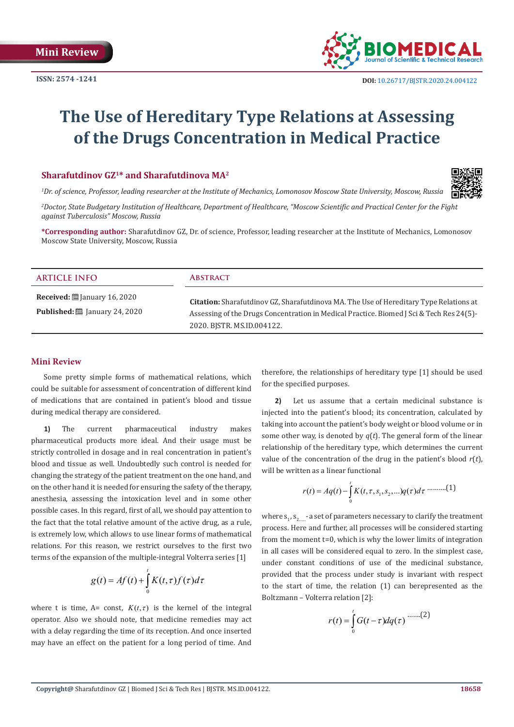Mini Review

ISSN: 2574 -1241

DOI: 10.26717/BJSTR.2020.24.004122

# The Use of Hereditary Type Relations at Assessing of the Drugs Concentration in Medical Practice

## Sharafutdinov GZ[1]* and Sharafutdinova MA[2]

[1]*Dr. of science, Professor, leading researcher at the Institute of Mechanics, Lomonosov Moscow State University, Moscow, Russia*

[2]*Doctor, State Budgetary Institution of Healthcare, Department of Healthcare, "Moscow Scientific and Practical Center for the Fight against Tuberculosis" Moscow, Russia*

**\*Corresponding author:** Sharafutdinov GZ, Dr. of science, Professor, leading researcher at the Institute of Mechanics, Lomonosov Moscow State University, Moscow, Russia

| ARTICLE INFO | ABSTRACT |
|---|---|
| **Received:** January 16, 2020<br>**Published:** January 24, 2020 | **Citation:** Sharafutdinov GZ, Sharafutdinova MA. The Use of Hereditary Type Relations at Assessing of the Drugs Concentration in Medical Practice. Biomed J Sci & Tech Res 24(5)-2020. BJSTR. MS.ID.004122. |

## Mini Review

Some pretty simple forms of mathematical relations, which could be suitable for assessment of concentration of different kind of medications that are contained in patient's blood and tissue during medical therapy are considered.

**1)** The current pharmaceutical industry makes pharmaceutical products more ideal. And their usage must be strictly controlled in dosage and in real concentration in patient's blood and tissue as well. Undoubtedly such control is needed for changing the strategy of the patient treatment on the one hand, and on the other hand it is needed for ensuring the safety of the therapy, anesthesia, assessing the intoxication level and in some other possible cases. In this regard, first of all, we should pay attention to the fact that the total relative amount of the active drug, as a rule, is extremely low, which allows to use linear forms of mathematical relations. For this reason, we restrict ourselves to the first two terms of the expansion of the multiple-integral Volterra series [1]

$$g(t) = Af(t) + \int_0^t K(t,\tau) f(\tau) d\tau$$

where t is time, A= const, $K(t,\tau)$ is the kernel of the integral operator. Also we should note, that medicine remedies may act with a delay regarding the time of its reception. And once inserted may have an effect on the patient for a long period of time. And therefore, the relationships of hereditary type [1] should be used for the specified purposes.

**2)** Let us assume that a certain medicinal substance is injected into the patient's blood; its concentration, calculated by taking into account the patient's body weight or blood volume or in some other way, is denoted by $q(t)$. The general form of the linear relationship of the hereditary type, which determines the current value of the concentration of the drug in the patient's blood $r(t)$, will be written as a linear functional

$$r(t) = Aq(t) - \int_0^t K(t,\tau,s_1,s_2,\ldots) q(\tau) d\tau \quad \text{..........(1)}$$

where $s_1, s_2, \ldots$ - a set of parameters necessary to clarify the treatment process. Here and further, all processes will be considered starting from the moment t=0, which is why the lower limits of integration in all cases will be considered equal to zero. In the simplest case, under constant conditions of use of the medicinal substance, provided that the process under study is invariant with respect to the start of time, the relation (1) can berepresented as the Boltzmann – Volterra relation [2]:

$$r(t) = \int_0^t G(t-\tau) dq(\tau) \quad \text{.......(2)}$$

Copyright@ Sharafutdinov GZ | Biomed J Sci & Tech Res | BJSTR. MS.ID.004122.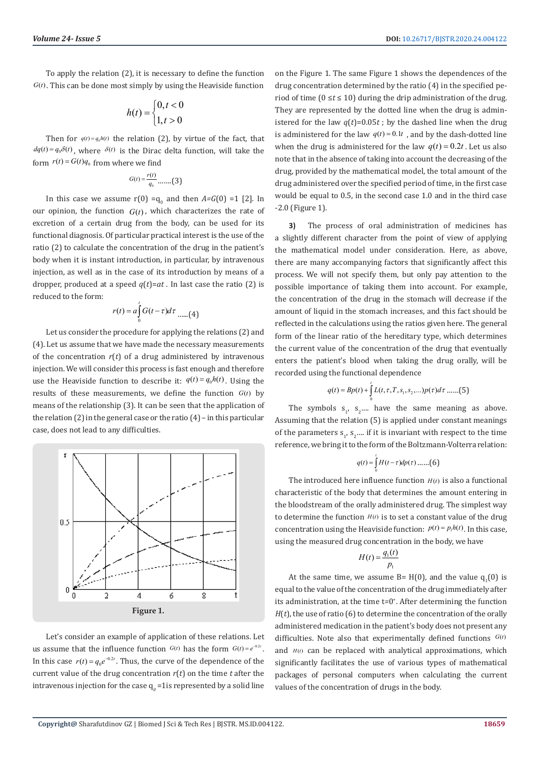To apply the relation (2), it is necessary to define the function $G(t)$. This can be done most simply by using the Heaviside function

$$h(t) = \begin{cases} 0, t < 0 \\ 1, t > 0 \end{cases}$$

Then for $q(t) = q_0 h(t)$ the relation (2), by virtue of the fact, that $dq(t) = q_0 \delta(t)$, where $\delta(t)$ is the Dirac delta function, will take the form $r(t) = G(t) q_0$ from where we find

$$G(t) = \frac{r(t)}{q_0} \text{.......}(3)$$

In this case we assume r(0) =$q_0$ and then *A*=*G*(0) =1 [2]. In our opinion, the function $G(t)$, which characterizes the rate of excretion of a certain drug from the body, can be used for its functional diagnosis. Of particular practical interest is the use of the ratio (2) to calculate the concentration of the drug in the patient's body when it is instant introduction, in particular, by intravenous injection, as well as in the case of its introduction by means of a dropper, produced at a speed $q(t)=at$. In last case the ratio (2) is reduced to the form:

$$r(t) = a \int_0^t G(t-\tau) d\tau \text{......}(4)$$

Let us consider the procedure for applying the relations (2) and (4). Let us assume that we have made the necessary measurements of the concentration $r(t)$ of a drug administered by intravenous injection. We will consider this process is fast enough and therefore use the Heaviside function to describe it: $q(t) = q_0 h(t)$. Using the results of these measurements, we define the function $G(t)$ by means of the relationship (3). It can be seen that the application of the relation (2) in the general case or the ratio (4) – in this particular case, does not lead to any difficulties.

Figure 1.

Let's consider an example of application of these relations. Let us assume that the influence function $G(t)$ has the form $G(t) = e^{-0.2t}$. In this case $r(t) = q_0 e^{-0.2t}$. Thus, the curve of the dependence of the current value of the drug concentration $r(t)$ on the time $t$ after the intravenous injection for the case $q_0$ =1is represented by a solid line on the Figure 1. The same Figure 1 shows the dependences of the drug concentration determined by the ratio (4) in the specified period of time ($0 \le t \le 10$) during the drip administration of the drug. They are represented by the dotted line when the drug is administered for the law $q(t)=0.05t$ ; by the dashed line when the drug is administered for the law $q(t) = 0.1t$ , and by the dash-dotted line when the drug is administered for the law $q(t) = 0.2t$. Let us also note that in the absence of taking into account the decreasing of the drug, provided by the mathematical model, the total amount of the drug administered over the specified period of time, in the first case would be equal to 0.5, in the second case 1.0 and in the third case -2.0 (Figure 1).

**3)** The process of oral administration of medicines has a slightly different character from the point of view of applying the mathematical model under consideration. Here, as above, there are many accompanying factors that significantly affect this process. We will not specify them, but only pay attention to the possible importance of taking them into account. For example, the concentration of the drug in the stomach will decrease if the amount of liquid in the stomach increases, and this fact should be reflected in the calculations using the ratios given here. The general form of the linear ratio of the hereditary type, which determines the current value of the concentration of the drug that eventually enters the patient's blood when taking the drug orally, will be recorded using the functional dependence

$$q(t) = Bp(t) + \int_0^t L(t, \tau, T, s_1, s_2, ...) p(\tau) d\tau \text{......}(5)$$

The symbols $s_1$, $s_2$.... have the same meaning as above. Assuming that the relation (5) is applied under constant meanings of the parameters $s_1$, $s_2$.... if it is invariant with respect to the time reference, we bring it to the form of the Boltzmann-Volterra relation:

$$q(t) = \int_0^t H(t-\tau) dp(\tau) \text{......}(6)$$

The introduced here influence function $H(t)$ is also a functional characteristic of the body that determines the amount entering in the bloodstream of the orally administered drug. The simplest way to determine the function $H(t)$ is to set a constant value of the drug concentration using the Heaviside function: $p(t) = p_1 h(t)$. In this case, using the measured drug concentration in the body, we have

$$H(t) = \frac{q_1(t)}{p_1}$$

At the same time, we assume B= H(0), and the value $q_1(0)$ is equal to the value of the concentration of the drug immediately after its administration, at the time t=$0^+$. After determining the function $H(t)$, the use of ratio (6) to determine the concentration of the orally administered medication in the patient's body does not present any difficulties. Note also that experimentally defined functions $G(t)$ and $H(t)$ can be replaced with analytical approximations, which significantly facilitates the use of various types of mathematical packages of personal computers when calculating the current values of the concentration of drugs in the body.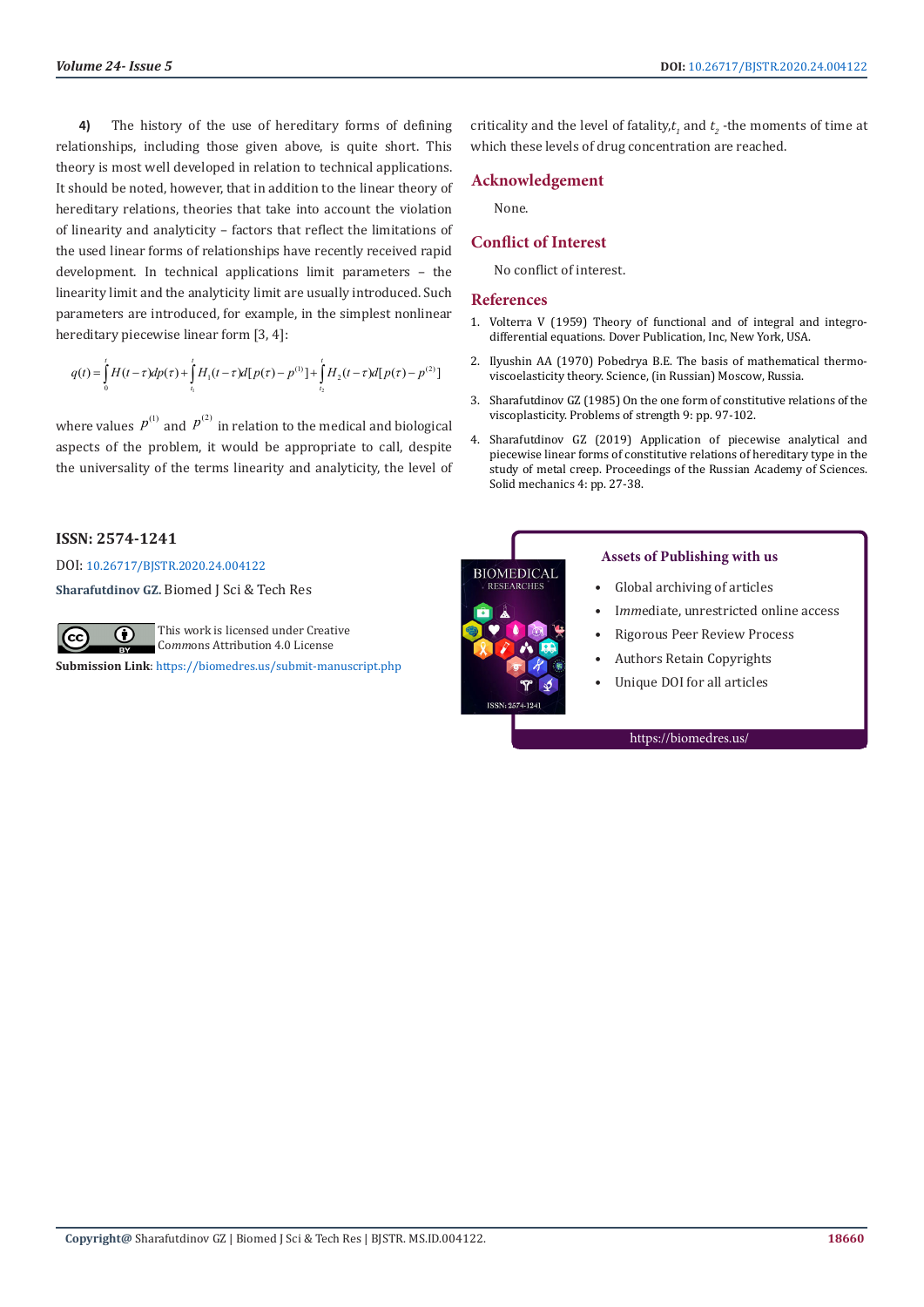**4)** The history of the use of hereditary forms of defining relationships, including those given above, is quite short. This theory is most well developed in relation to technical applications. It should be noted, however, that in addition to the linear theory of hereditary relations, theories that take into account the violation of linearity and analyticity – factors that reflect the limitations of the used linear forms of relationships have recently received rapid development. In technical applications limit parameters – the linearity limit and the analyticity limit are usually introduced. Such parameters are introduced, for example, in the simplest nonlinear hereditary piecewise linear form [3, 4]:

$$q(t)=\int_0^t H(t-\tau)dp(\tau)+\int_{t_1}^t H_1(t-\tau)d[p(\tau)-p^{(1)}]+\int_{t_2}^t H_2(t-\tau)d[p(\tau)-p^{(2)}]$$

where values $p^{(1)}$ and $p^{(2)}$ in relation to the medical and biological aspects of the problem, it would be appropriate to call, despite the universality of the terms linearity and analyticity, the level of criticality and the level of fatality, $t_1$ and $t_2$ -the moments of time at which these levels of drug concentration are reached.

## Acknowledgement

None.

## Conflict of Interest

No conflict of interest.

## References

1. Volterra V (1959) Theory of functional and of integral and integro-differential equations. Dover Publication, Inc, New York, USA.
2. Ilyushin AA (1970) Pobedrya B.E. The basis of mathematical thermo-viscoelasticity theory. Science, (in Russian) Moscow, Russia.
3. Sharafutdinov GZ (1985) On the one form of constitutive relations of the viscoplasticity. Problems of strength 9: pp. 97-102.
4. Sharafutdinov GZ (2019) Application of piecewise analytical and piecewise linear forms of constitutive relations of hereditary type in the study of metal creep. Proceedings of the Russian Academy of Sciences. Solid mechanics 4: pp. 27-38.

**ISSN: 2574-1241**

DOI: 10.26717/BJSTR.2020.24.004122

**Sharafutdinov GZ.** Biomed J Sci & Tech Res

This work is licensed under Creative Commons Attribution 4.0 License

**Submission Link**: https://biomedres.us/submit-manuscript.php

**Assets of Publishing with us**

- Global archiving of articles
- Immediate, unrestricted online access
- Rigorous Peer Review Process
- Authors Retain Copyrights
- Unique DOI for all articles

https://biomedres.us/